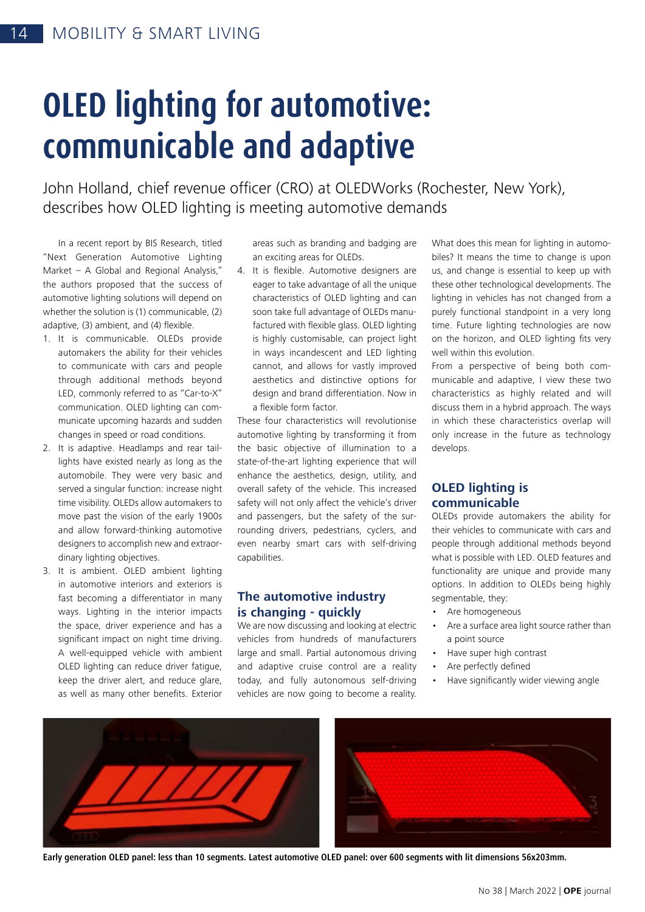# OLED lighting for automotive: communicable and adaptive

John Holland, chief revenue officer (CRO) at OLEDWorks (Rochester, New York), describes how OLED lighting is meeting automotive demands

In a recent report by BIS Research, titled "Next Generation Automotive Lighting Market – A Global and Regional Analysis," the authors proposed that the success of automotive lighting solutions will depend on whether the solution is (1) communicable, (2) adaptive, (3) ambient, and (4) flexible.

1. It is communicable. OLEDs provide automakers the ability for their vehicles to communicate with cars and people through additional methods beyond LED, commonly referred to as "Car-to-X" communication. OLED lighting can communicate upcoming hazards and sudden changes in speed or road conditions.
2. It is adaptive. Headlamps and rear taillights have existed nearly as long as the automobile. They were very basic and served a singular function: increase night time visibility. OLEDs allow automakers to move past the vision of the early 1900s and allow forward-thinking automotive designers to accomplish new and extraordinary lighting objectives.
3. It is ambient. OLED ambient lighting in automotive interiors and exteriors is fast becoming a differentiator in many ways. Lighting in the interior impacts the space, driver experience and has a significant impact on night time driving. A well-equipped vehicle with ambient OLED lighting can reduce driver fatigue, keep the driver alert, and reduce glare, as well as many other benefits. Exterior areas such as branding and badging are an exciting areas for OLEDs.
4. It is flexible. Automotive designers are eager to take advantage of all the unique characteristics of OLED lighting and can soon take full advantage of OLEDs manufactured with flexible glass. OLED lighting is highly customisable, can project light in ways incandescent and LED lighting cannot, and allows for vastly improved aesthetics and distinctive options for design and brand differentiation. Now in a flexible form factor.

These four characteristics will revolutionise automotive lighting by transforming it from the basic objective of illumination to a state-of-the-art lighting experience that will enhance the aesthetics, design, utility, and overall safety of the vehicle. This increased safety will not only affect the vehicle's driver and passengers, but the safety of the surrounding drivers, pedestrians, cyclers, and even nearby smart cars with self-driving capabilities.

## The automotive industry is changing - quickly

We are now discussing and looking at electric vehicles from hundreds of manufacturers large and small. Partial autonomous driving and adaptive cruise control are a reality today, and fully autonomous self-driving vehicles are now going to become a reality.

What does this mean for lighting in automobiles? It means the time to change is upon us, and change is essential to keep up with these other technological developments. The lighting in vehicles has not changed from a purely functional standpoint in a very long time. Future lighting technologies are now on the horizon, and OLED lighting fits very well within this evolution.

From a perspective of being both communicable and adaptive, I view these two characteristics as highly related and will discuss them in a hybrid approach. The ways in which these characteristics overlap will only increase in the future as technology develops.

## OLED lighting is communicable

OLEDs provide automakers the ability for their vehicles to communicate with cars and people through additional methods beyond what is possible with LED. OLED features and functionality are unique and provide many options. In addition to OLEDs being highly segmentable, they:

- Are homogeneous
- Are a surface area light source rather than a point source
- Have super high contrast
- Are perfectly defined
- Have significantly wider viewing angle

**Early generation OLED panel: less than 10 segments. Latest automotive OLED panel: over 600 segments with lit dimensions 56x203mm.**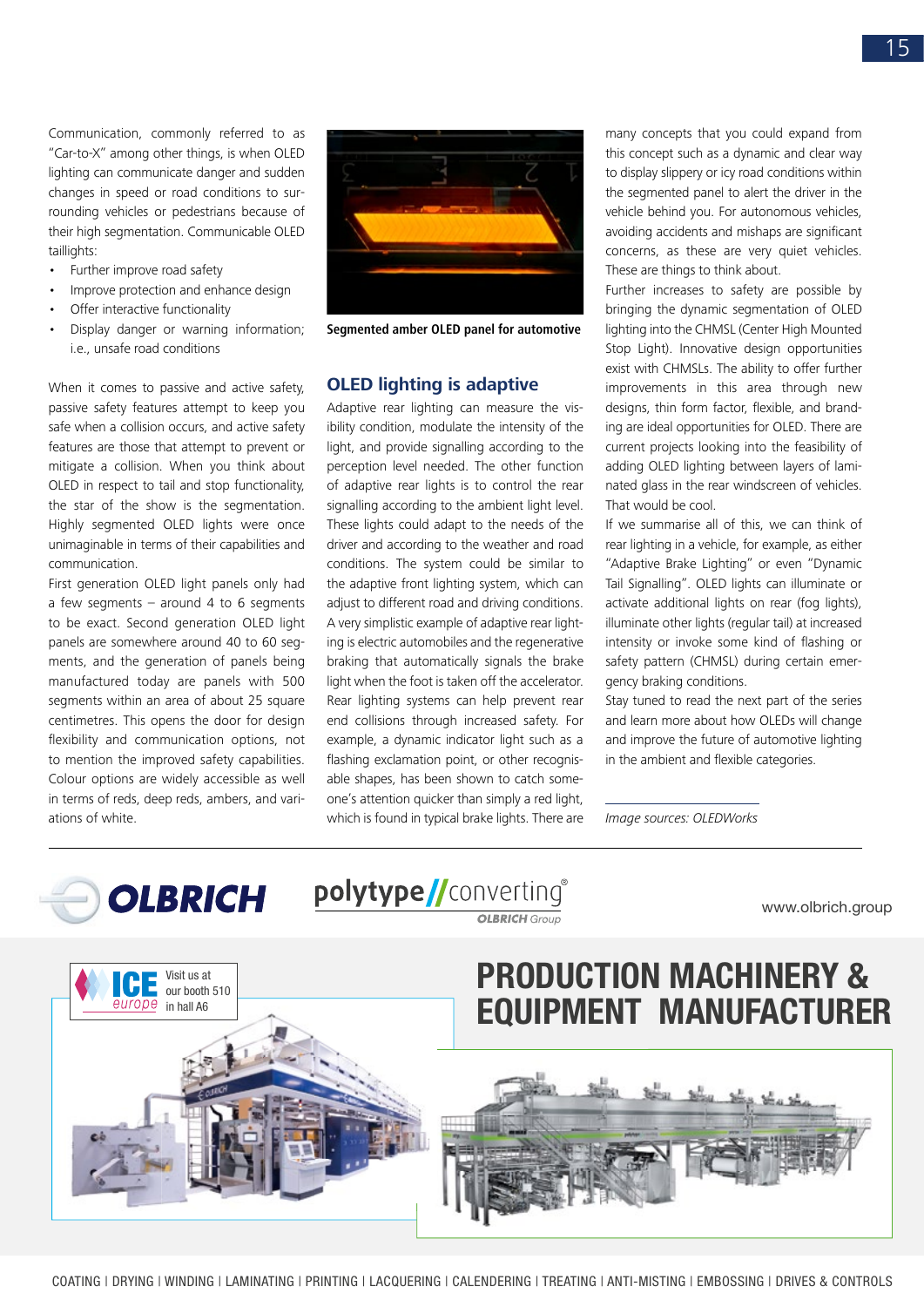Communication, commonly referred to as "Car-to-X" among other things, is when OLED lighting can communicate danger and sudden changes in speed or road conditions to surrounding vehicles or pedestrians because of their high segmentation. Communicable OLED taillights:

- Further improve road safety
- Improve protection and enhance design
- Offer interactive functionality
- Display danger or warning information; i.e., unsafe road conditions

When it comes to passive and active safety, passive safety features attempt to keep you safe when a collision occurs, and active safety features are those that attempt to prevent or mitigate a collision. When you think about OLED in respect to tail and stop functionality, the star of the show is the segmentation. Highly segmented OLED lights were once unimaginable in terms of their capabilities and communication.

First generation OLED light panels only had a few segments – around 4 to 6 segments to be exact. Second generation OLED light panels are somewhere around 40 to 60 segments, and the generation of panels being manufactured today are panels with 500 segments within an area of about 25 square centimetres. This opens the door for design flexibility and communication options, not to mention the improved safety capabilities. Colour options are widely accessible as well in terms of reds, deep reds, ambers, and variations of white.

**Segmented amber OLED panel for automotive**

## OLED lighting is adaptive

Adaptive rear lighting can measure the visibility condition, modulate the intensity of the light, and provide signalling according to the perception level needed. The other function of adaptive rear lights is to control the rear signalling according to the ambient light level. These lights could adapt to the needs of the driver and according to the weather and road conditions. The system could be similar to the adaptive front lighting system, which can adjust to different road and driving conditions.

A very simplistic example of adaptive rear lighting is electric automobiles and the regenerative braking that automatically signals the brake light when the foot is taken off the accelerator.

Rear lighting systems can help prevent rear end collisions through increased safety. For example, a dynamic indicator light such as a flashing exclamation point, or other recognisable shapes, has been shown to catch someone's attention quicker than simply a red light, which is found in typical brake lights. There are many concepts that you could expand from this concept such as a dynamic and clear way to display slippery or icy road conditions within the segmented panel to alert the driver in the vehicle behind you. For autonomous vehicles, avoiding accidents and mishaps are significant concerns, as these are very quiet vehicles. These are things to think about.

Further increases to safety are possible by bringing the dynamic segmentation of OLED lighting into the CHMSL (Center High Mounted Stop Light). Innovative design opportunities exist with CHMSLs. The ability to offer further improvements in this area through new designs, thin form factor, flexible, and branding are ideal opportunities for OLED. There are current projects looking into the feasibility of adding OLED lighting between layers of laminated glass in the rear windscreen of vehicles. That would be cool.

If we summarise all of this, we can think of rear lighting in a vehicle, for example, as either "Adaptive Brake Lighting" or even "Dynamic Tail Signalling". OLED lights can illuminate or activate additional lights on rear (fog lights), illuminate other lights (regular tail) at increased intensity or invoke some kind of flashing or safety pattern (CHMSL) during certain emergency braking conditions.

Stay tuned to read the next part of the series and learn more about how OLEDs will change and improve the future of automotive lighting in the ambient and flexible categories.

*Image sources: OLEDWorks*

OLBRICH polytype//converting® OLBRICH Group www.olbrich.group

ICE europe Visit us at our booth 510 in hall A6

# PRODUCTION MACHINERY & EQUIPMENT MANUFACTURER

COATING | DRYING | WINDING | LAMINATING | PRINTING | LACQUERING | CALENDERING | TREATING | ANTI-MISTING | EMBOSSING | DRIVES & CONTROLS